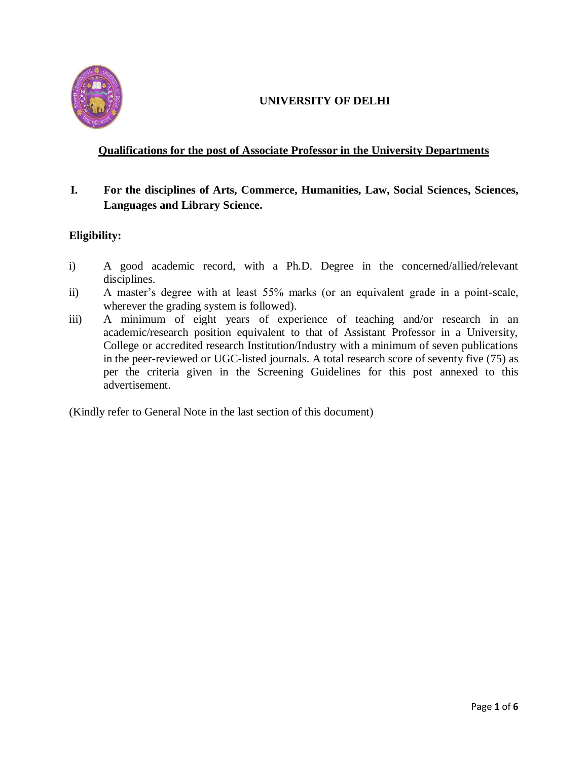# UNIVERSITY OF DELHI

## Qualifications for the post of Associate Professor in the University Departments

### I. For the disciplines of Arts, Commerce, Humanities, Law, Social Sciences, Sciences, Languages and Library Science.

**Eligibility:**

i) A good academic record, with a Ph.D. Degree in the concerned/allied/relevant disciplines.

ii) A master's degree with at least 55% marks (or an equivalent grade in a point-scale, wherever the grading system is followed).

iii) A minimum of eight years of experience of teaching and/or research in an academic/research position equivalent to that of Assistant Professor in a University, College or accredited research Institution/Industry with a minimum of seven publications in the peer-reviewed or UGC-listed journals. A total research score of seventy five (75) as per the criteria given in the Screening Guidelines for this post annexed to this advertisement.

(Kindly refer to General Note in the last section of this document)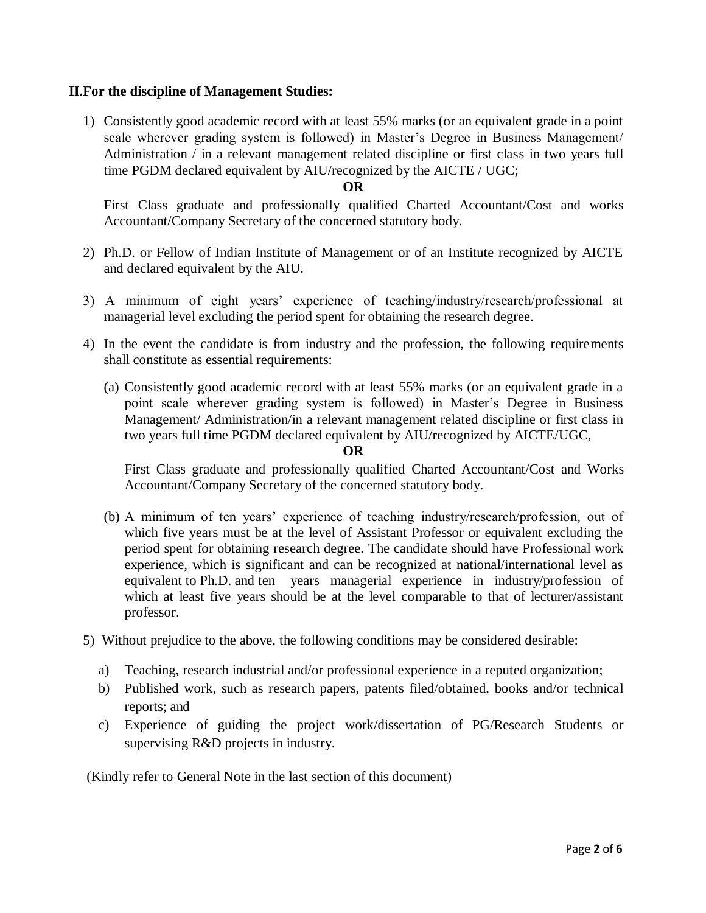**II.For the discipline of Management Studies:**

1) Consistently good academic record with at least 55% marks (or an equivalent grade in a point scale wherever grading system is followed) in Master's Degree in Business Management/ Administration / in a relevant management related discipline or first class in two years full time PGDM declared equivalent by AIU/recognized by the AICTE / UGC;

   **OR**

   First Class graduate and professionally qualified Charted Accountant/Cost and works Accountant/Company Secretary of the concerned statutory body.

2) Ph.D. or Fellow of Indian Institute of Management or of an Institute recognized by AICTE and declared equivalent by the AIU.

3) A minimum of eight years' experience of teaching/industry/research/professional at managerial level excluding the period spent for obtaining the research degree.

4) In the event the candidate is from industry and the profession, the following requirements shall constitute as essential requirements:

   (a) Consistently good academic record with at least 55% marks (or an equivalent grade in a point scale wherever grading system is followed) in Master's Degree in Business Management/ Administration/in a relevant management related discipline or first class in two years full time PGDM declared equivalent by AIU/recognized by AICTE/UGC,

   **OR**

   First Class graduate and professionally qualified Charted Accountant/Cost and Works Accountant/Company Secretary of the concerned statutory body.

   (b) A minimum of ten years' experience of teaching industry/research/profession, out of which five years must be at the level of Assistant Professor or equivalent excluding the period spent for obtaining research degree. The candidate should have Professional work experience, which is significant and can be recognized at national/international level as equivalent to Ph.D. and ten years managerial experience in industry/profession of which at least five years should be at the level comparable to that of lecturer/assistant professor.

5) Without prejudice to the above, the following conditions may be considered desirable:

   a) Teaching, research industrial and/or professional experience in a reputed organization;
   b) Published work, such as research papers, patents filed/obtained, books and/or technical reports; and
   c) Experience of guiding the project work/dissertation of PG/Research Students or supervising R&D projects in industry.

(Kindly refer to General Note in the last section of this document)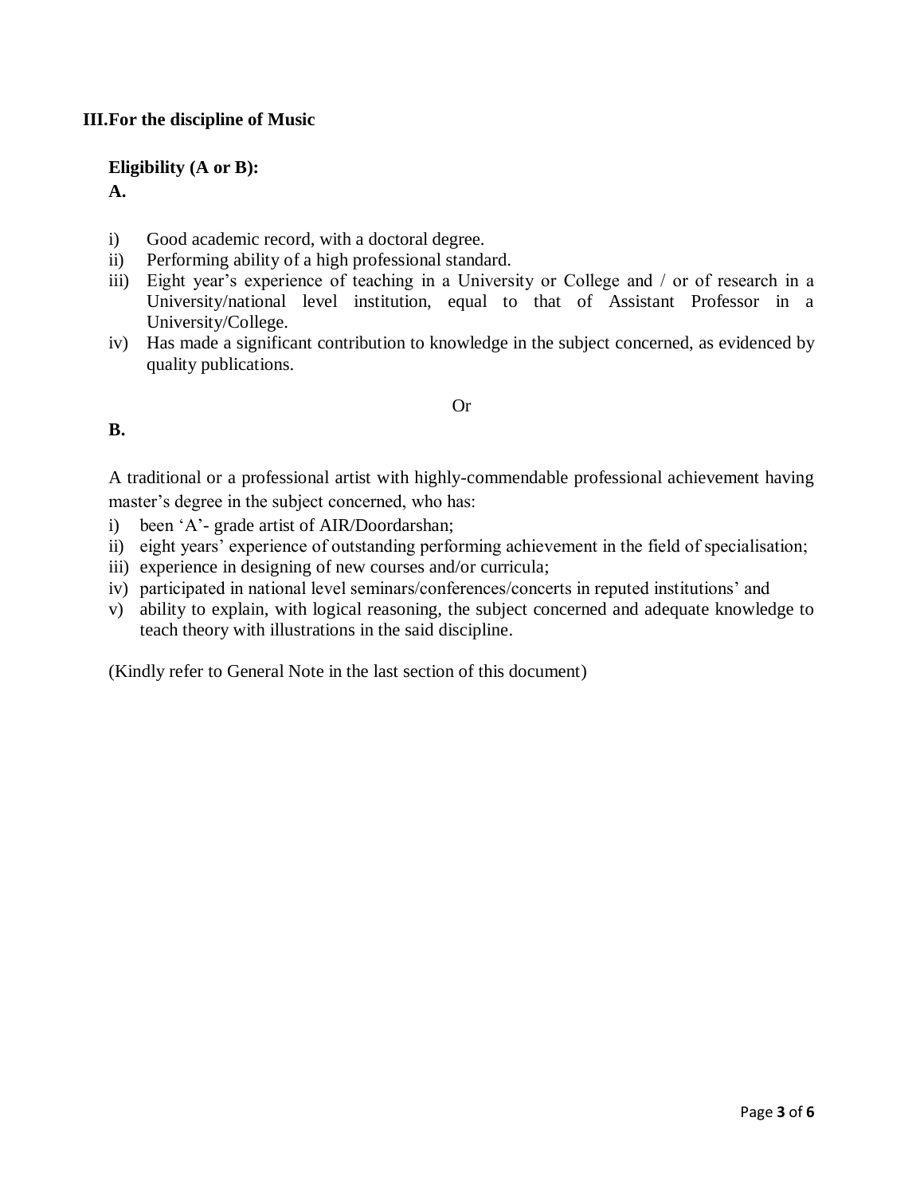**III. For the discipline of Music**

**Eligibility (A or B):**

**A.**

i) Good academic record, with a doctoral degree.
ii) Performing ability of a high professional standard.
iii) Eight year's experience of teaching in a University or College and / or of research in a University/national level institution, equal to that of Assistant Professor in a University/College.
iv) Has made a significant contribution to knowledge in the subject concerned, as evidenced by quality publications.

Or

**B.**

A traditional or a professional artist with highly-commendable professional achievement having master's degree in the subject concerned, who has:

i) been 'A'- grade artist of AIR/Doordarshan;
ii) eight years' experience of outstanding performing achievement in the field of specialisation;
iii) experience in designing of new courses and/or curricula;
iv) participated in national level seminars/conferences/concerts in reputed institutions' and
v) ability to explain, with logical reasoning, the subject concerned and adequate knowledge to teach theory with illustrations in the said discipline.

(Kindly refer to General Note in the last section of this document)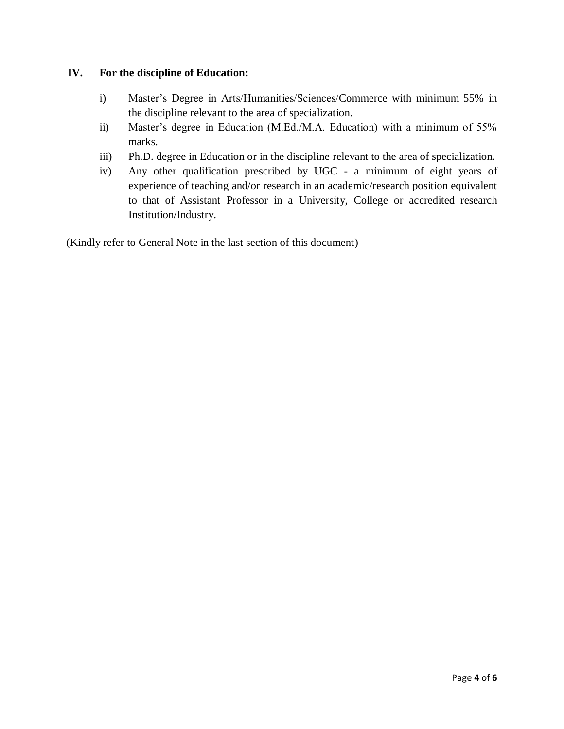**IV. For the discipline of Education:**

i) Master's Degree in Arts/Humanities/Sciences/Commerce with minimum 55% in the discipline relevant to the area of specialization.

ii) Master's degree in Education (M.Ed./M.A. Education) with a minimum of 55% marks.

iii) Ph.D. degree in Education or in the discipline relevant to the area of specialization.

iv) Any other qualification prescribed by UGC - a minimum of eight years of experience of teaching and/or research in an academic/research position equivalent to that of Assistant Professor in a University, College or accredited research Institution/Industry.

(Kindly refer to General Note in the last section of this document)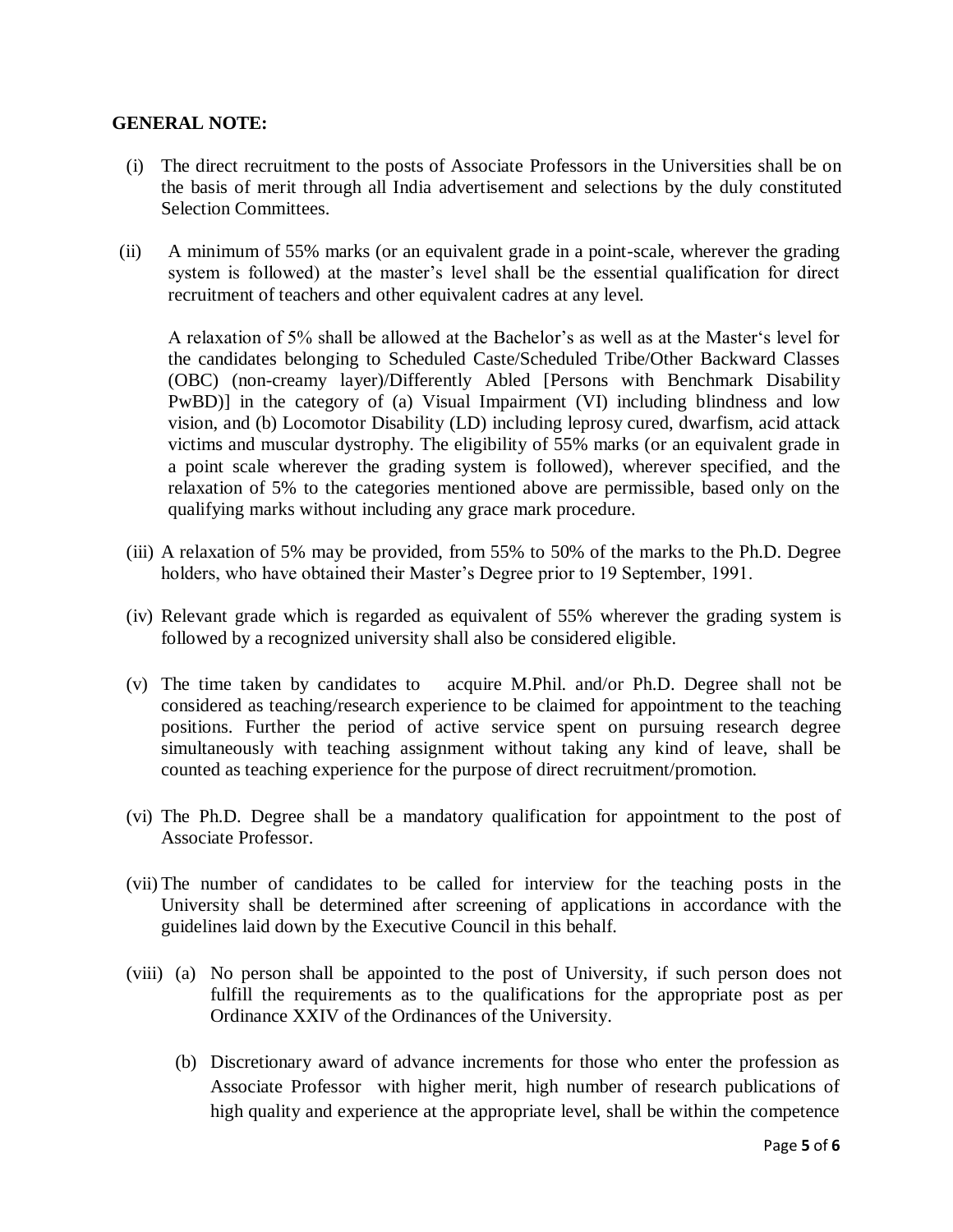**GENERAL NOTE:**

(i) The direct recruitment to the posts of Associate Professors in the Universities shall be on the basis of merit through all India advertisement and selections by the duly constituted Selection Committees.

(ii) A minimum of 55% marks (or an equivalent grade in a point-scale, wherever the grading system is followed) at the master's level shall be the essential qualification for direct recruitment of teachers and other equivalent cadres at any level.

A relaxation of 5% shall be allowed at the Bachelor's as well as at the Master's level for the candidates belonging to Scheduled Caste/Scheduled Tribe/Other Backward Classes (OBC) (non-creamy layer)/Differently Abled [Persons with Benchmark Disability PwBD)] in the category of (a) Visual Impairment (VI) including blindness and low vision, and (b) Locomotor Disability (LD) including leprosy cured, dwarfism, acid attack victims and muscular dystrophy. The eligibility of 55% marks (or an equivalent grade in a point scale wherever the grading system is followed), wherever specified, and the relaxation of 5% to the categories mentioned above are permissible, based only on the qualifying marks without including any grace mark procedure.

(iii) A relaxation of 5% may be provided, from 55% to 50% of the marks to the Ph.D. Degree holders, who have obtained their Master's Degree prior to 19 September, 1991.

(iv) Relevant grade which is regarded as equivalent of 55% wherever the grading system is followed by a recognized university shall also be considered eligible.

(v) The time taken by candidates to acquire M.Phil. and/or Ph.D. Degree shall not be considered as teaching/research experience to be claimed for appointment to the teaching positions. Further the period of active service spent on pursuing research degree simultaneously with teaching assignment without taking any kind of leave, shall be counted as teaching experience for the purpose of direct recruitment/promotion.

(vi) The Ph.D. Degree shall be a mandatory qualification for appointment to the post of Associate Professor.

(vii) The number of candidates to be called for interview for the teaching posts in the University shall be determined after screening of applications in accordance with the guidelines laid down by the Executive Council in this behalf.

(viii) (a) No person shall be appointed to the post of University, if such person does not fulfill the requirements as to the qualifications for the appropriate post as per Ordinance XXIV of the Ordinances of the University.

(b) Discretionary award of advance increments for those who enter the profession as Associate Professor with higher merit, high number of research publications of high quality and experience at the appropriate level, shall be within the competence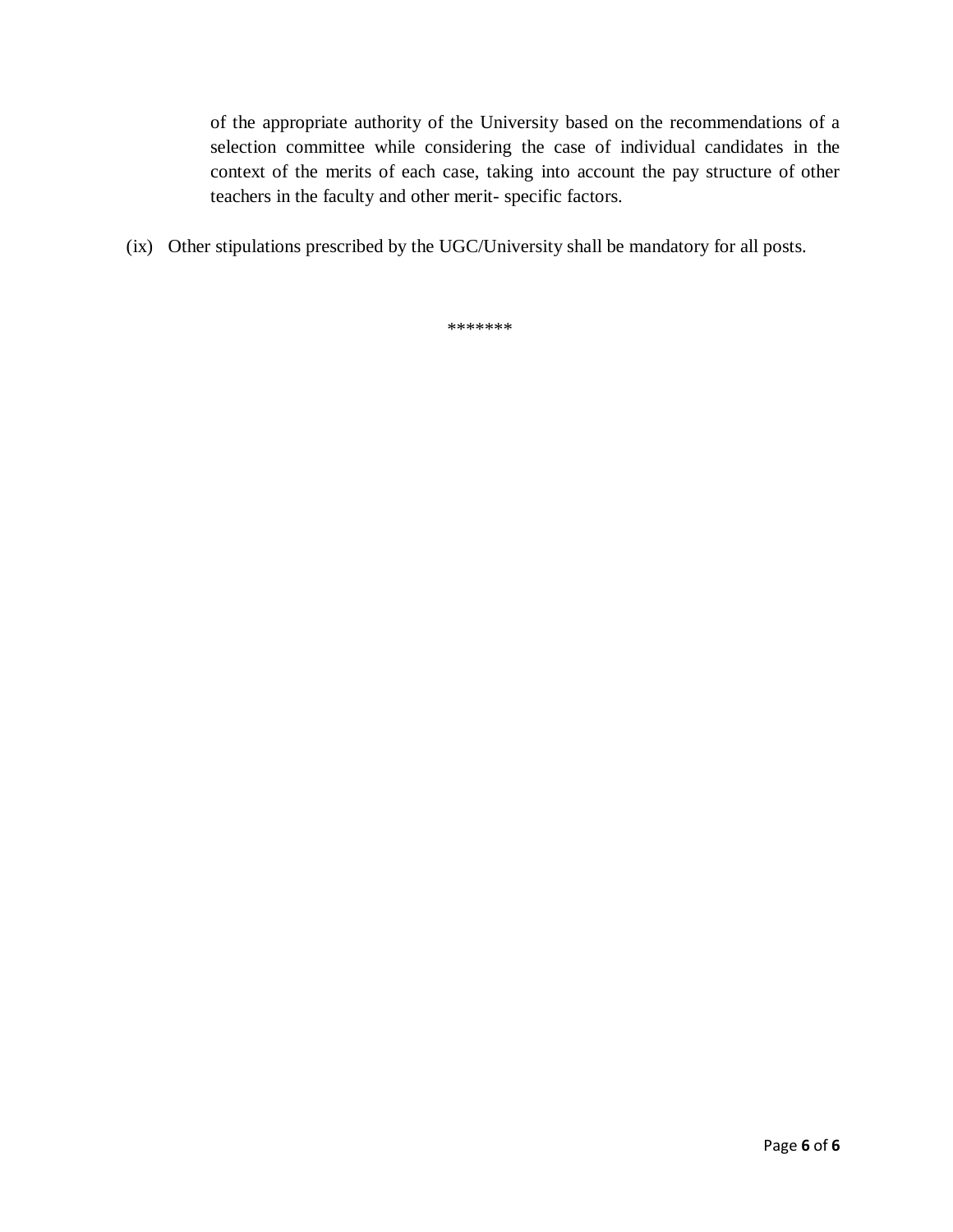of the appropriate authority of the University based on the recommendations of a selection committee while considering the case of individual candidates in the context of the merits of each case, taking into account the pay structure of other teachers in the faculty and other merit- specific factors.

(ix) Other stipulations prescribed by the UGC/University shall be mandatory for all posts.

*******